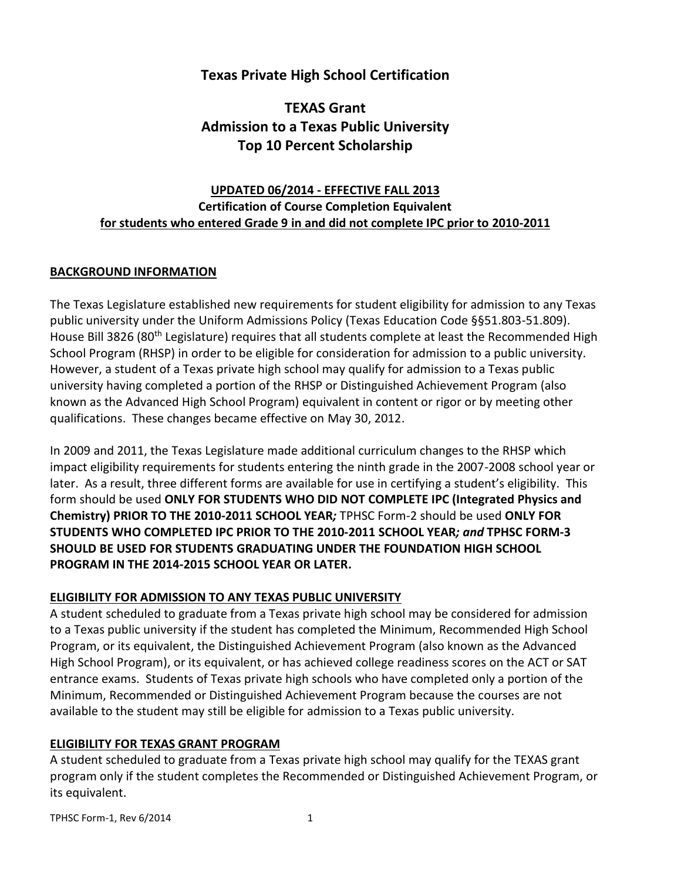# Texas Private High School Certification

## TEXAS Grant
## Admission to a Texas Public University
## Top 10 Percent Scholarship

**UPDATED 06/2014 - EFFECTIVE FALL 2013**
**Certification of Course Completion Equivalent**
**for students who entered Grade 9 in and did not complete IPC prior to 2010-2011**

### BACKGROUND INFORMATION

The Texas Legislature established new requirements for student eligibility for admission to any Texas public university under the Uniform Admissions Policy (Texas Education Code §§51.803-51.809). House Bill 3826 (80th Legislature) requires that all students complete at least the Recommended High School Program (RHSP) in order to be eligible for consideration for admission to a public university. However, a student of a Texas private high school may qualify for admission to a Texas public university having completed a portion of the RHSP or Distinguished Achievement Program (also known as the Advanced High School Program) equivalent in content or rigor or by meeting other qualifications. These changes became effective on May 30, 2012.

In 2009 and 2011, the Texas Legislature made additional curriculum changes to the RHSP which impact eligibility requirements for students entering the ninth grade in the 2007-2008 school year or later. As a result, three different forms are available for use in certifying a student's eligibility. This form should be used **ONLY FOR STUDENTS WHO DID NOT COMPLETE IPC (Integrated Physics and Chemistry) PRIOR TO THE 2010-2011 SCHOOL YEAR*;*** TPHSC Form-2 should be used **ONLY FOR STUDENTS WHO COMPLETED IPC PRIOR TO THE 2010-2011 SCHOOL YEAR*; and* TPHSC FORM-3 SHOULD BE USED FOR STUDENTS GRADUATING UNDER THE FOUNDATION HIGH SCHOOL PROGRAM IN THE 2014-2015 SCHOOL YEAR OR LATER.**

### ELIGIBILITY FOR ADMISSION TO ANY TEXAS PUBLIC UNIVERSITY

A student scheduled to graduate from a Texas private high school may be considered for admission to a Texas public university if the student has completed the Minimum, Recommended High School Program, or its equivalent, the Distinguished Achievement Program (also known as the Advanced High School Program), or its equivalent, or has achieved college readiness scores on the ACT or SAT entrance exams. Students of Texas private high schools who have completed only a portion of the Minimum, Recommended or Distinguished Achievement Program because the courses are not available to the student may still be eligible for admission to a Texas public university.

### ELIGIBILITY FOR TEXAS GRANT PROGRAM

A student scheduled to graduate from a Texas private high school may qualify for the TEXAS grant program only if the student completes the Recommended or Distinguished Achievement Program, or its equivalent.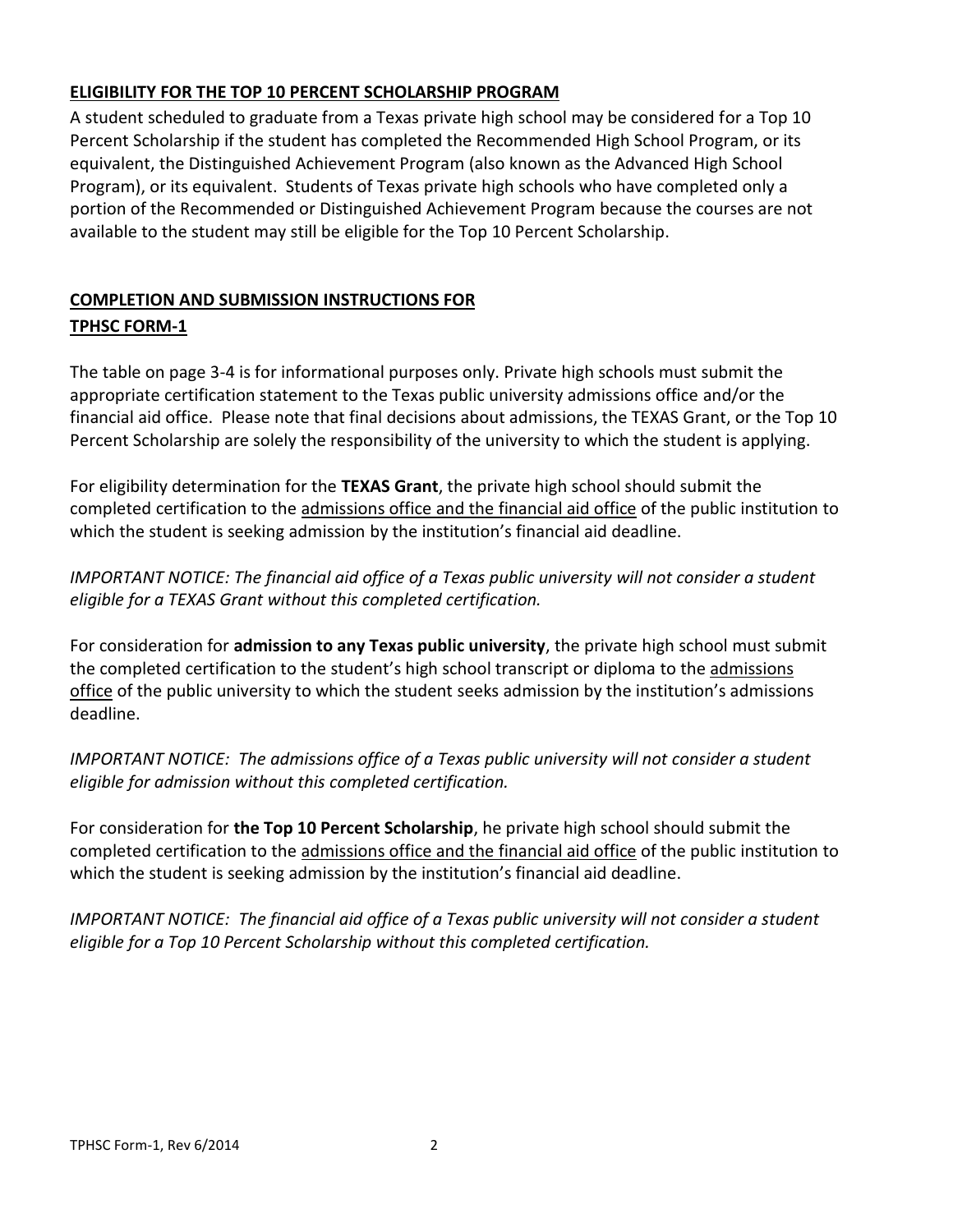## ELIGIBILITY FOR THE TOP 10 PERCENT SCHOLARSHIP PROGRAM

A student scheduled to graduate from a Texas private high school may be considered for a Top 10 Percent Scholarship if the student has completed the Recommended High School Program, or its equivalent, the Distinguished Achievement Program (also known as the Advanced High School Program), or its equivalent. Students of Texas private high schools who have completed only a portion of the Recommended or Distinguished Achievement Program because the courses are not available to the student may still be eligible for the Top 10 Percent Scholarship.

## COMPLETION AND SUBMISSION INSTRUCTIONS FOR TPHSC FORM-1

The table on page 3-4 is for informational purposes only. Private high schools must submit the appropriate certification statement to the Texas public university admissions office and/or the financial aid office. Please note that final decisions about admissions, the TEXAS Grant, or the Top 10 Percent Scholarship are solely the responsibility of the university to which the student is applying.

For eligibility determination for the **TEXAS Grant**, the private high school should submit the completed certification to the admissions office and the financial aid office of the public institution to which the student is seeking admission by the institution's financial aid deadline.

*IMPORTANT NOTICE: The financial aid office of a Texas public university will not consider a student eligible for a TEXAS Grant without this completed certification.*

For consideration for **admission to any Texas public university**, the private high school must submit the completed certification to the student's high school transcript or diploma to the admissions office of the public university to which the student seeks admission by the institution's admissions deadline.

*IMPORTANT NOTICE: The admissions office of a Texas public university will not consider a student eligible for admission without this completed certification.*

For consideration for **the Top 10 Percent Scholarship**, he private high school should submit the completed certification to the admissions office and the financial aid office of the public institution to which the student is seeking admission by the institution's financial aid deadline.

*IMPORTANT NOTICE: The financial aid office of a Texas public university will not consider a student eligible for a Top 10 Percent Scholarship without this completed certification.*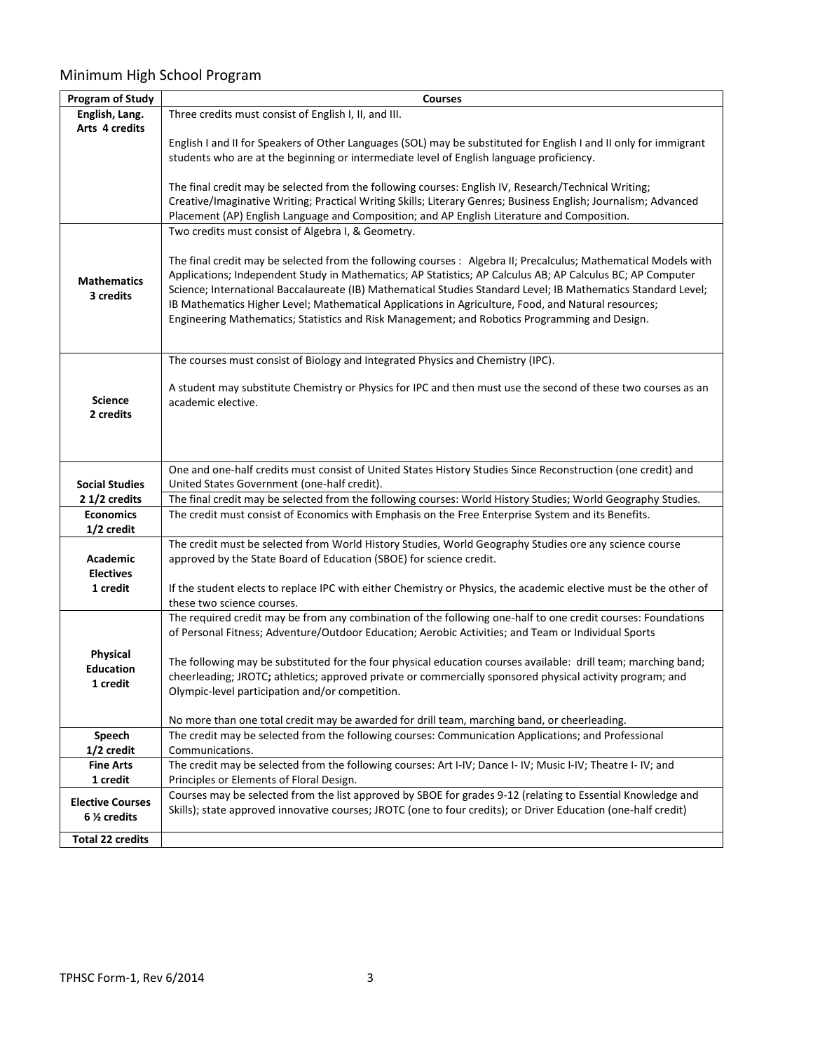## Minimum High School Program

| Program of Study | Courses |
|---|---|
| **English, Lang. Arts 4 credits** | Three credits must consist of English I, II, and III.<br><br>English I and II for Speakers of Other Languages (SOL) may be substituted for English I and II only for immigrant students who are at the beginning or intermediate level of English language proficiency.<br><br>The final credit may be selected from the following courses: English IV, Research/Technical Writing; Creative/Imaginative Writing; Practical Writing Skills; Literary Genres; Business English; Journalism; Advanced Placement (AP) English Language and Composition; and AP English Literature and Composition. |
| **Mathematics 3 credits** | Two credits must consist of Algebra I, & Geometry.<br><br>The final credit may be selected from the following courses : Algebra II; Precalculus; Mathematical Models with Applications; Independent Study in Mathematics; AP Statistics; AP Calculus AB; AP Calculus BC; AP Computer Science; International Baccalaureate (IB) Mathematical Studies Standard Level; IB Mathematics Standard Level; IB Mathematics Higher Level; Mathematical Applications in Agriculture, Food, and Natural resources; Engineering Mathematics; Statistics and Risk Management; and Robotics Programming and Design. |
| **Science 2 credits** | The courses must consist of Biology and Integrated Physics and Chemistry (IPC).<br><br>A student may substitute Chemistry or Physics for IPC and then must use the second of these two courses as an academic elective. |
| **Social Studies 2 1/2 credits** | One and one-half credits must consist of United States History Studies Since Reconstruction (one credit) and United States Government (one-half credit).<br><br>The final credit may be selected from the following courses: World History Studies; World Geography Studies. |
| **Economics 1/2 credit** | The credit must consist of Economics with Emphasis on the Free Enterprise System and its Benefits. |
| **Academic Electives 1 credit** | The credit must be selected from World History Studies, World Geography Studies ore any science course approved by the State Board of Education (SBOE) for science credit.<br><br>If the student elects to replace IPC with either Chemistry or Physics, the academic elective must be the other of these two science courses. |
| **Physical Education 1 credit** | The required credit may be from any combination of the following one-half to one credit courses: Foundations of Personal Fitness; Adventure/Outdoor Education; Aerobic Activities; and Team or Individual Sports<br><br>The following may be substituted for the four physical education courses available: drill team; marching band; cheerleading; JROTC**;** athletics; approved private or commercially sponsored physical activity program; and Olympic-level participation and/or competition.<br><br>No more than one total credit may be awarded for drill team, marching band, or cheerleading. |
| **Speech 1/2 credit** | The credit may be selected from the following courses: Communication Applications; and Professional Communications. |
| **Fine Arts 1 credit** | The credit may be selected from the following courses: Art I-IV; Dance I- IV; Music I-IV; Theatre I- IV; and Principles or Elements of Floral Design. |
| **Elective Courses 6 ½ credits** | Courses may be selected from the list approved by SBOE for grades 9-12 (relating to Essential Knowledge and Skills); state approved innovative courses; JROTC (one to four credits); or Driver Education (one-half credit) |
| **Total 22 credits** | |

TPHSC Form-1, Rev 6/2014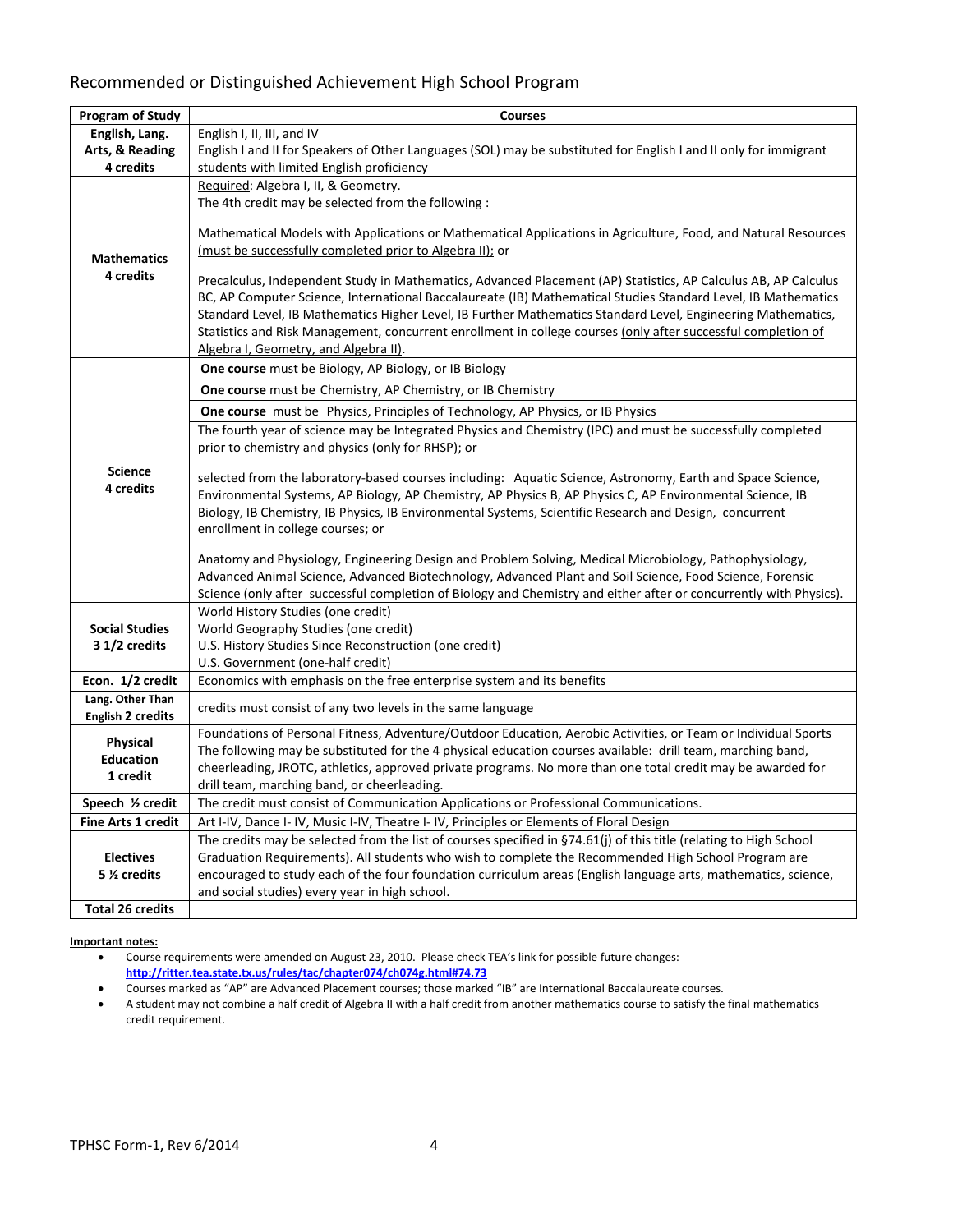## Recommended or Distinguished Achievement High School Program

| Program of Study | Courses |
|---|---|
| **English, Lang. Arts, & Reading 4 credits** | English I, II, III, and IV<br>English I and II for Speakers of Other Languages (SOL) may be substituted for English I and II only for immigrant students with limited English proficiency |
| **Mathematics 4 credits** | Required: Algebra I, II, & Geometry.<br>The 4th credit may be selected from the following :<br><br>Mathematical Models with Applications or Mathematical Applications in Agriculture, Food, and Natural Resources (must be successfully completed prior to Algebra II); or<br><br>Precalculus, Independent Study in Mathematics, Advanced Placement (AP) Statistics, AP Calculus AB, AP Calculus BC, AP Computer Science, International Baccalaureate (IB) Mathematical Studies Standard Level, IB Mathematics Standard Level, IB Mathematics Higher Level, IB Further Mathematics Standard Level, Engineering Mathematics, Statistics and Risk Management, concurrent enrollment in college courses (only after successful completion of Algebra I, Geometry, and Algebra II). |
| **Science 4 credits** | **One course** must be Biology, AP Biology, or IB Biology |
| | **One course** must be Chemistry, AP Chemistry, or IB Chemistry |
| | **One course** must be Physics, Principles of Technology, AP Physics, or IB Physics |
| | The fourth year of science may be Integrated Physics and Chemistry (IPC) and must be successfully completed prior to chemistry and physics (only for RHSP); or<br><br>selected from the laboratory-based courses including: Aquatic Science, Astronomy, Earth and Space Science, Environmental Systems, AP Biology, AP Chemistry, AP Physics B, AP Physics C, AP Environmental Science, IB Biology, IB Chemistry, IB Physics, IB Environmental Systems, Scientific Research and Design, concurrent enrollment in college courses; or<br><br>Anatomy and Physiology, Engineering Design and Problem Solving, Medical Microbiology, Pathophysiology, Advanced Animal Science, Advanced Biotechnology, Advanced Plant and Soil Science, Food Science, Forensic Science (only after successful completion of Biology and Chemistry and either after or concurrently with Physics). |
| **Social Studies 3 1/2 credits** | World History Studies (one credit)<br>World Geography Studies (one credit)<br>U.S. History Studies Since Reconstruction (one credit)<br>U.S. Government (one-half credit) |
| **Econ. 1/2 credit** | Economics with emphasis on the free enterprise system and its benefits |
| **Lang. Other Than English 2 credits** | credits must consist of any two levels in the same language |
| **Physical Education 1 credit** | Foundations of Personal Fitness, Adventure/Outdoor Education, Aerobic Activities, or Team or Individual Sports<br>The following may be substituted for the 4 physical education courses available: drill team, marching band, cheerleading, JROTC, athletics, approved private programs. No more than one total credit may be awarded for drill team, marching band, or cheerleading. |
| **Speech ½ credit** | The credit must consist of Communication Applications or Professional Communications. |
| **Fine Arts 1 credit** | Art I-IV, Dance I- IV, Music I-IV, Theatre I- IV, Principles or Elements of Floral Design |
| **Electives 5 ½ credits** | The credits may be selected from the list of courses specified in §74.61(j) of this title (relating to High School Graduation Requirements). All students who wish to complete the Recommended High School Program are encouraged to study each of the four foundation curriculum areas (English language arts, mathematics, science, and social studies) every year in high school. |
| **Total 26 credits** | |

**Important notes:**

- Course requirements were amended on August 23, 2010. Please check TEA's link for possible future changes: **http://ritter.tea.state.tx.us/rules/tac/chapter074/ch074g.html#74.73**
- Courses marked as "AP" are Advanced Placement courses; those marked "IB" are International Baccalaureate courses.
- A student may not combine a half credit of Algebra II with a half credit from another mathematics course to satisfy the final mathematics credit requirement.

TPHSC Form-1, Rev 6/2014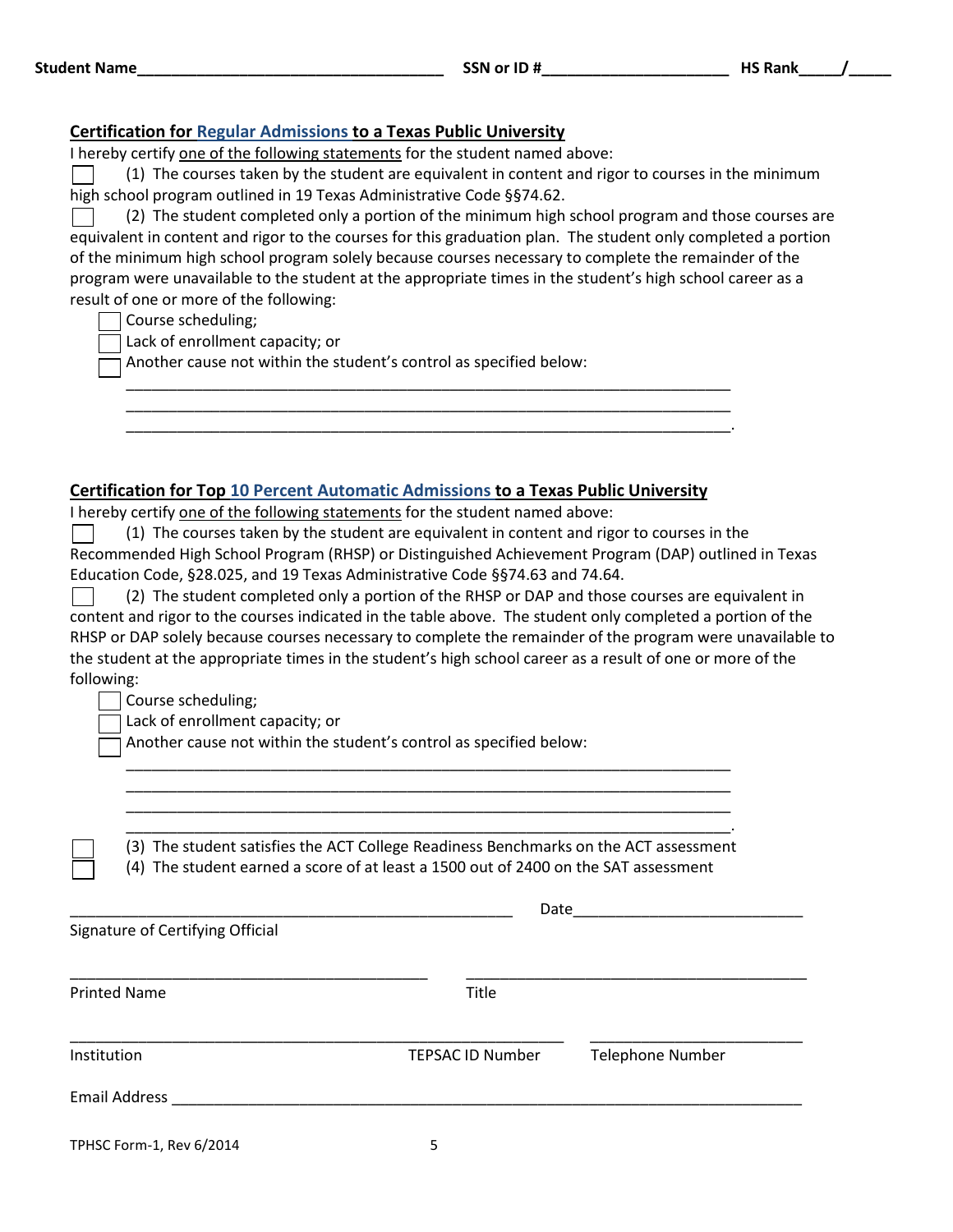**Student Name**___________________________________ **SSN or ID #**_____________________ **HS Rank**_____/_____

**Certification for Regular Admissions to a Texas Public University**

I hereby certify one of the following statements for the student named above:

☐ (1) The courses taken by the student are equivalent in content and rigor to courses in the minimum high school program outlined in 19 Texas Administrative Code §§74.62.

☐ (2) The student completed only a portion of the minimum high school program and those courses are equivalent in content and rigor to the courses for this graduation plan. The student only completed a portion of the minimum high school program solely because courses necessary to complete the remainder of the program were unavailable to the student at the appropriate times in the student's high school career as a result of one or more of the following:

- ☐ Course scheduling;
- ☐ Lack of enrollment capacity; or
- ☐ Another cause not within the student's control as specified below:

_______________________________________________________________________

_______________________________________________________________________

_______________________________________________________________________.

**Certification for Top 10 Percent Automatic Admissions to a Texas Public University**

I hereby certify one of the following statements for the student named above:

☐ (1) The courses taken by the student are equivalent in content and rigor to courses in the Recommended High School Program (RHSP) or Distinguished Achievement Program (DAP) outlined in Texas Education Code, §28.025, and 19 Texas Administrative Code §§74.63 and 74.64.

☐ (2) The student completed only a portion of the RHSP or DAP and those courses are equivalent in content and rigor to the courses indicated in the table above. The student only completed a portion of the RHSP or DAP solely because courses necessary to complete the remainder of the program were unavailable to the student at the appropriate times in the student's high school career as a result of one or more of the following:

- ☐ Course scheduling;
- ☐ Lack of enrollment capacity; or
- ☐ Another cause not within the student's control as specified below:

_______________________________________________________________________

_______________________________________________________________________

_______________________________________________________________________

_______________________________________________________________________.

☐ (3) The student satisfies the ACT College Readiness Benchmarks on the ACT assessment

☐ (4) The student earned a score of at least a 1500 out of 2400 on the SAT assessment

_____________________________________________________ Date__________________________

Signature of Certifying Official

_________________________________________ _______________________________________

Printed Name Title

___________________________________________________________ _________________________

Institution TEPSAC ID Number Telephone Number

Email Address ___________________________________________________________________________

TPHSC Form-1, Rev 6/2014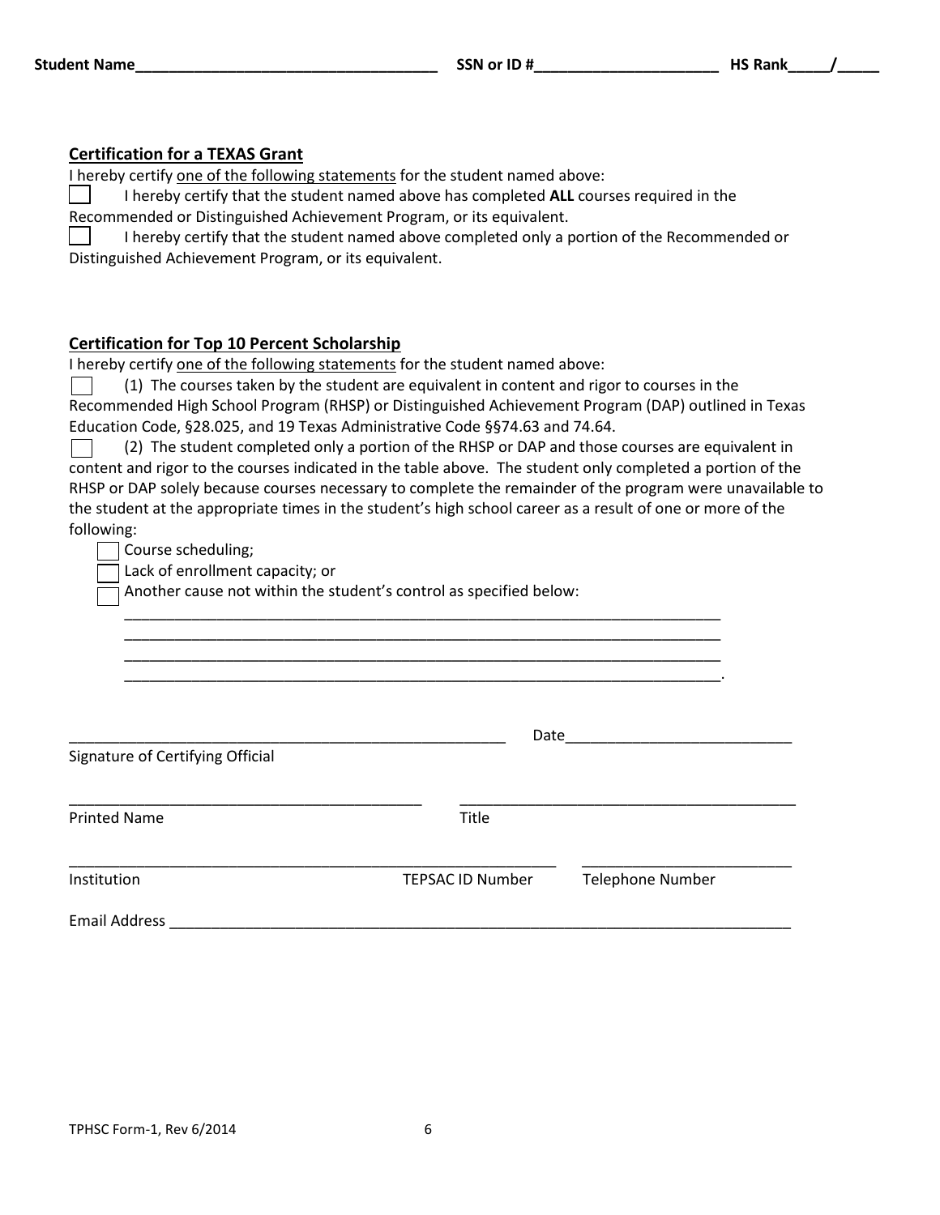**Student Name**\_\_\_\_\_\_\_\_\_\_\_\_\_\_\_\_\_\_\_\_\_\_\_\_\_\_\_\_\_\_\_\_\_\_\_ **SSN or ID #**\_\_\_\_\_\_\_\_\_\_\_\_\_\_\_\_\_\_\_\_\_\_ **HS Rank**\_\_\_\_\_/\_\_\_\_\_

## Certification for a TEXAS Grant

I hereby certify one of the following statements for the student named above:

☐ I hereby certify that the student named above has completed **ALL** courses required in the Recommended or Distinguished Achievement Program, or its equivalent.

☐ I hereby certify that the student named above completed only a portion of the Recommended or Distinguished Achievement Program, or its equivalent.

## Certification for Top 10 Percent Scholarship

I hereby certify one of the following statements for the student named above:

☐ (1) The courses taken by the student are equivalent in content and rigor to courses in the Recommended High School Program (RHSP) or Distinguished Achievement Program (DAP) outlined in Texas Education Code, §28.025, and 19 Texas Administrative Code §§74.63 and 74.64.

☐ (2) The student completed only a portion of the RHSP or DAP and those courses are equivalent in content and rigor to the courses indicated in the table above. The student only completed a portion of the RHSP or DAP solely because courses necessary to complete the remainder of the program were unavailable to the student at the appropriate times in the student's high school career as a result of one or more of the following:

- ☐ Course scheduling;
- ☐ Lack of enrollment capacity; or
- ☐ Another cause not within the student's control as specified below:

\_\_\_\_\_\_\_\_\_\_\_\_\_\_\_\_\_\_\_\_\_\_\_\_\_\_\_\_\_\_\_\_\_\_\_\_\_\_\_\_\_\_\_\_\_\_\_\_\_\_\_\_\_\_\_\_\_\_\_\_\_\_\_\_\_\_\_\_\_\_\_\_
\_\_\_\_\_\_\_\_\_\_\_\_\_\_\_\_\_\_\_\_\_\_\_\_\_\_\_\_\_\_\_\_\_\_\_\_\_\_\_\_\_\_\_\_\_\_\_\_\_\_\_\_\_\_\_\_\_\_\_\_\_\_\_\_\_\_\_\_\_\_\_\_
\_\_\_\_\_\_\_\_\_\_\_\_\_\_\_\_\_\_\_\_\_\_\_\_\_\_\_\_\_\_\_\_\_\_\_\_\_\_\_\_\_\_\_\_\_\_\_\_\_\_\_\_\_\_\_\_\_\_\_\_\_\_\_\_\_\_\_\_\_\_\_\_
\_\_\_\_\_\_\_\_\_\_\_\_\_\_\_\_\_\_\_\_\_\_\_\_\_\_\_\_\_\_\_\_\_\_\_\_\_\_\_\_\_\_\_\_\_\_\_\_\_\_\_\_\_\_\_\_\_\_\_\_\_\_\_\_\_\_\_\_\_\_\_\_.

\_\_\_\_\_\_\_\_\_\_\_\_\_\_\_\_\_\_\_\_\_\_\_\_\_\_\_\_\_\_\_\_\_\_\_\_\_\_\_\_\_\_\_\_\_\_\_\_\_\_\_ Date\_\_\_\_\_\_\_\_\_\_\_\_\_\_\_\_\_\_\_\_\_\_\_\_\_\_\_
Signature of Certifying Official

\_\_\_\_\_\_\_\_\_\_\_\_\_\_\_\_\_\_\_\_\_\_\_\_\_\_\_\_\_\_\_\_\_\_\_\_\_\_\_\_\_\_ \_\_\_\_\_\_\_\_\_\_\_\_\_\_\_\_\_\_\_\_\_\_\_\_\_\_\_\_\_\_\_\_\_\_\_\_\_\_\_\_
Printed Name Title

\_\_\_\_\_\_\_\_\_\_\_\_\_\_\_\_\_\_\_\_\_\_\_\_\_\_\_\_\_\_\_\_\_\_\_\_\_\_\_\_\_\_\_\_\_\_\_\_\_\_\_\_\_\_\_\_\_\_ \_\_\_\_\_\_\_\_\_\_\_\_\_\_\_\_\_\_\_\_\_\_\_\_\_
Institution TEPSAC ID Number Telephone Number

Email Address \_\_\_\_\_\_\_\_\_\_\_\_\_\_\_\_\_\_\_\_\_\_\_\_\_\_\_\_\_\_\_\_\_\_\_\_\_\_\_\_\_\_\_\_\_\_\_\_\_\_\_\_\_\_\_\_\_\_\_\_\_\_\_\_\_\_\_\_\_\_\_\_\_\_

TPHSC Form-1, Rev 6/2014